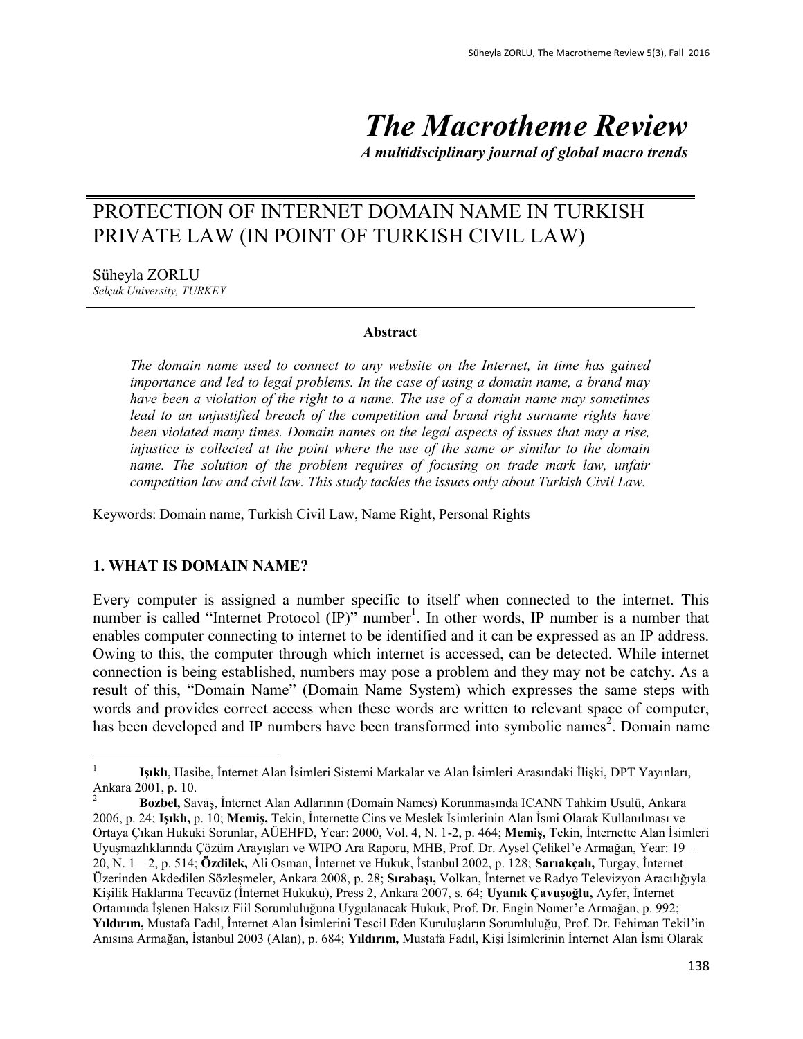# The Macrotheme Review

*A multidisciplinary journal of global macro trends*

## PROTECTION OF INTERNET DOMAIN NAME IN TURKISH PRIVATE LAW (IN POINT OF TURKISH CIVIL LAW)

Süheyla ZORLU

*Selçuk University, TURKEY*

**Abstract**

*The domain name used to connect to any website on the Internet, in time has gained importance and led to legal problems. In the case of using a domain name, a brand may have been a violation of the right to a name. The use of a domain name may sometimes lead to an unjustified breach of the competition and brand right surname rights have been violated many times. Domain names on the legal aspects of issues that may a rise, injustice is collected at the point where the use of the same or similar to the domain name. The solution of the problem requires of focusing on trade mark law, unfair competition law and civil law. This study tackles the issues only about Turkish Civil Law.*

Keywords: Domain name, Turkish Civil Law, Name Right, Personal Rights

### 1. WHAT IS DOMAIN NAME?

Every computer is assigned a number specific to itself when connected to the internet. This number is called "Internet Protocol (IP)" number[1]. In other words, IP number is a number that enables computer connecting to internet to be identified and it can be expressed as an IP address. Owing to this, the computer through which internet is accessed, can be detected. While internet connection is being established, numbers may pose a problem and they may not be catchy. As a result of this, "Domain Name" (Domain Name System) which expresses the same steps with words and provides correct access when these words are written to relevant space of computer, has been developed and IP numbers have been transformed into symbolic names[2]. Domain name

---

[1] **Işıklı**, Hasibe, İnternet Alan İsimleri Sistemi Markalar ve Alan İsimleri Arasındaki İlişki, DPT Yayınları, Ankara 2001, p. 10.

[2] **Bozbel,** Savaş, İnternet Alan Adlarının (Domain Names) Korunmasında ICANN Tahkim Usulü, Ankara 2006, p. 24; **Işıklı,** p. 10; **Memiş,** Tekin, İnternette Cins ve Meslek İsimlerinin Alan İsmi Olarak Kullanılması ve Ortaya Çıkan Hukuki Sorunlar, AÜEHFD, Year: 2000, Vol. 4, N. 1-2, p. 464; **Memiş,** Tekin, İnternette Alan İsimleri Uyuşmazlıklarında Çözüm Arayışları ve WIPO Ara Raporu, MHB, Prof. Dr. Aysel Çelikel'e Armağan, Year: 19 – 20, N. 1 – 2, p. 514; **Özdilek,** Ali Osman, İnternet ve Hukuk, İstanbul 2002, p. 128; **Sarıakçalı,** Turgay, İnternet Üzerinden Akdedilen Sözleşmeler, Ankara 2008, p. 28; **Sırabaşı,** Volkan, İnternet ve Radyo Televizyon Aracılığıyla Kişilik Haklarına Tecavüz (İnternet Hukuku), Press 2, Ankara 2007, s. 64; **Uyanık Çavuşoğlu,** Ayfer, İnternet Ortamında İşlenen Haksız Fiil Sorumluluğuna Uygulanacak Hukuk, Prof. Dr. Engin Nomer'e Armağan, p. 992; **Yıldırım,** Mustafa Fadıl, İnternet Alan İsimlerini Tescil Eden Kuruluşların Sorumluluğu, Prof. Dr. Fehiman Tekil'in Anısına Armağan, İstanbul 2003 (Alan), p. 684; **Yıldırım,** Mustafa Fadıl, Kişi İsimlerinin İnternet Alan İsmi Olarak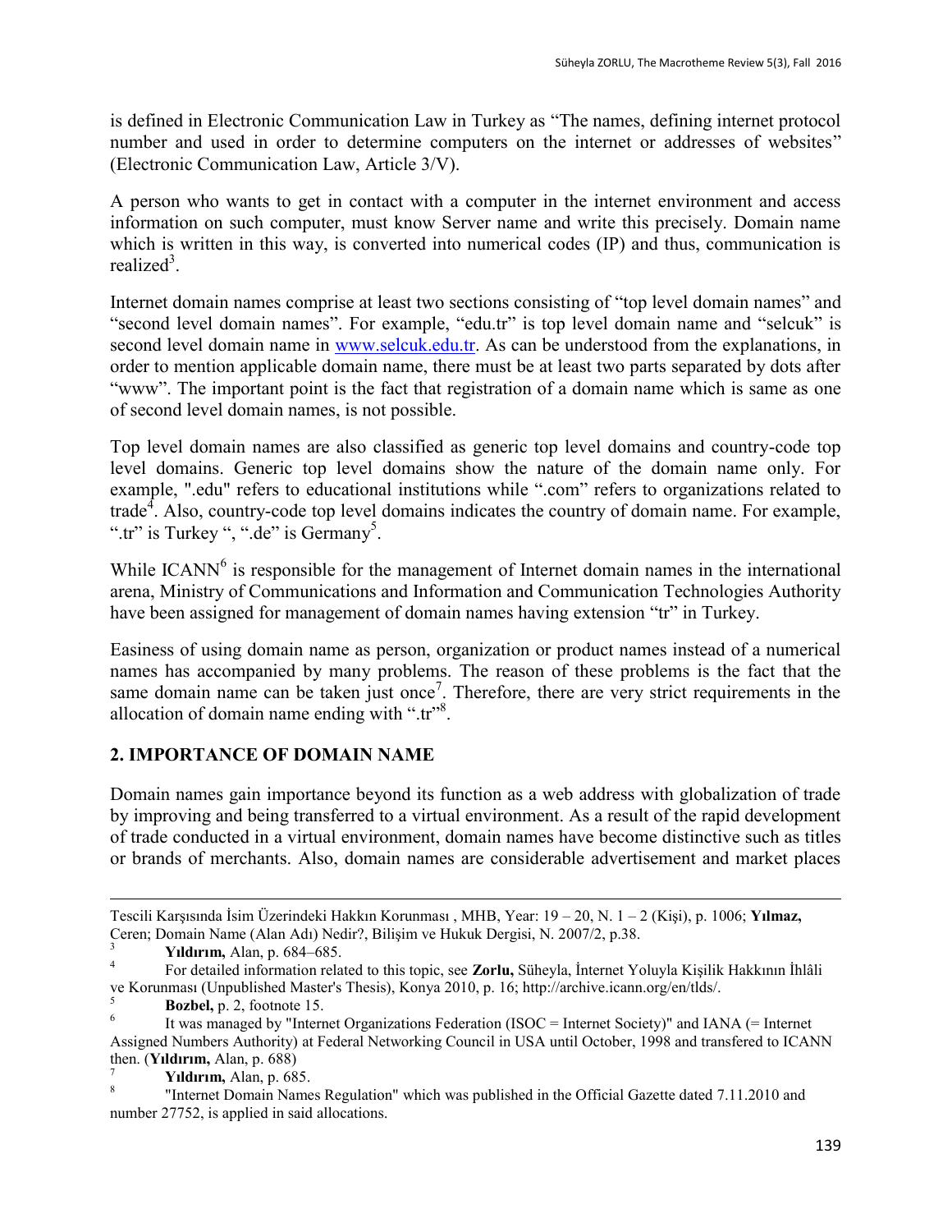is defined in Electronic Communication Law in Turkey as "The names, defining internet protocol number and used in order to determine computers on the internet or addresses of websites" (Electronic Communication Law, Article 3/V).

A person who wants to get in contact with a computer in the internet environment and access information on such computer, must know Server name and write this precisely. Domain name which is written in this way, is converted into numerical codes (IP) and thus, communication is realized[3].

Internet domain names comprise at least two sections consisting of "top level domain names" and "second level domain names". For example, "edu.tr" is top level domain name and "selcuk" is second level domain name in www.selcuk.edu.tr. As can be understood from the explanations, in order to mention applicable domain name, there must be at least two parts separated by dots after "www". The important point is the fact that registration of a domain name which is same as one of second level domain names, is not possible.

Top level domain names are also classified as generic top level domains and country-code top level domains. Generic top level domains show the nature of the domain name only. For example, ".edu" refers to educational institutions while ".com" refers to organizations related to trade[4]. Also, country-code top level domains indicates the country of domain name. For example, ".tr" is Turkey ", ".de" is Germany[5].

While ICANN[6] is responsible for the management of Internet domain names in the international arena, Ministry of Communications and Information and Communication Technologies Authority have been assigned for management of domain names having extension "tr" in Turkey.

Easiness of using domain name as person, organization or product names instead of a numerical names has accompanied by many problems. The reason of these problems is the fact that the same domain name can be taken just once[7]. Therefore, there are very strict requirements in the allocation of domain name ending with ".tr"[8].

## 2. IMPORTANCE OF DOMAIN NAME

Domain names gain importance beyond its function as a web address with globalization of trade by improving and being transferred to a virtual environment. As a result of the rapid development of trade conducted in a virtual environment, domain names have become distinctive such as titles or brands of merchants. Also, domain names are considerable advertisement and market places

---

Tescili Karşısında İsim Üzerindeki Hakkın Korunması , MHB, Year: 19 – 20, N. 1 – 2 (Kişi), p. 1006; **Yılmaz,** Ceren; Domain Name (Alan Adı) Nedir?, Bilişim ve Hukuk Dergisi, N. 2007/2, p.38.

[3] **Yıldırım,** Alan, p. 684–685.

[4] For detailed information related to this topic, see **Zorlu,** Süheyla, İnternet Yoluyla Kişilik Hakkının İhlâli ve Korunması (Unpublished Master's Thesis), Konya 2010, p. 16; http://archive.icann.org/en/tlds/.

[5] **Bozbel,** p. 2, footnote 15.

[6] It was managed by "Internet Organizations Federation (ISOC = Internet Society)" and IANA (= Internet Assigned Numbers Authority) at Federal Networking Council in USA until October, 1998 and transfered to ICANN then. (**Yıldırım,** Alan, p. 688)

[7] **Yıldırım,** Alan, p. 685.

[8] "Internet Domain Names Regulation" which was published in the Official Gazette dated 7.11.2010 and number 27752, is applied in said allocations.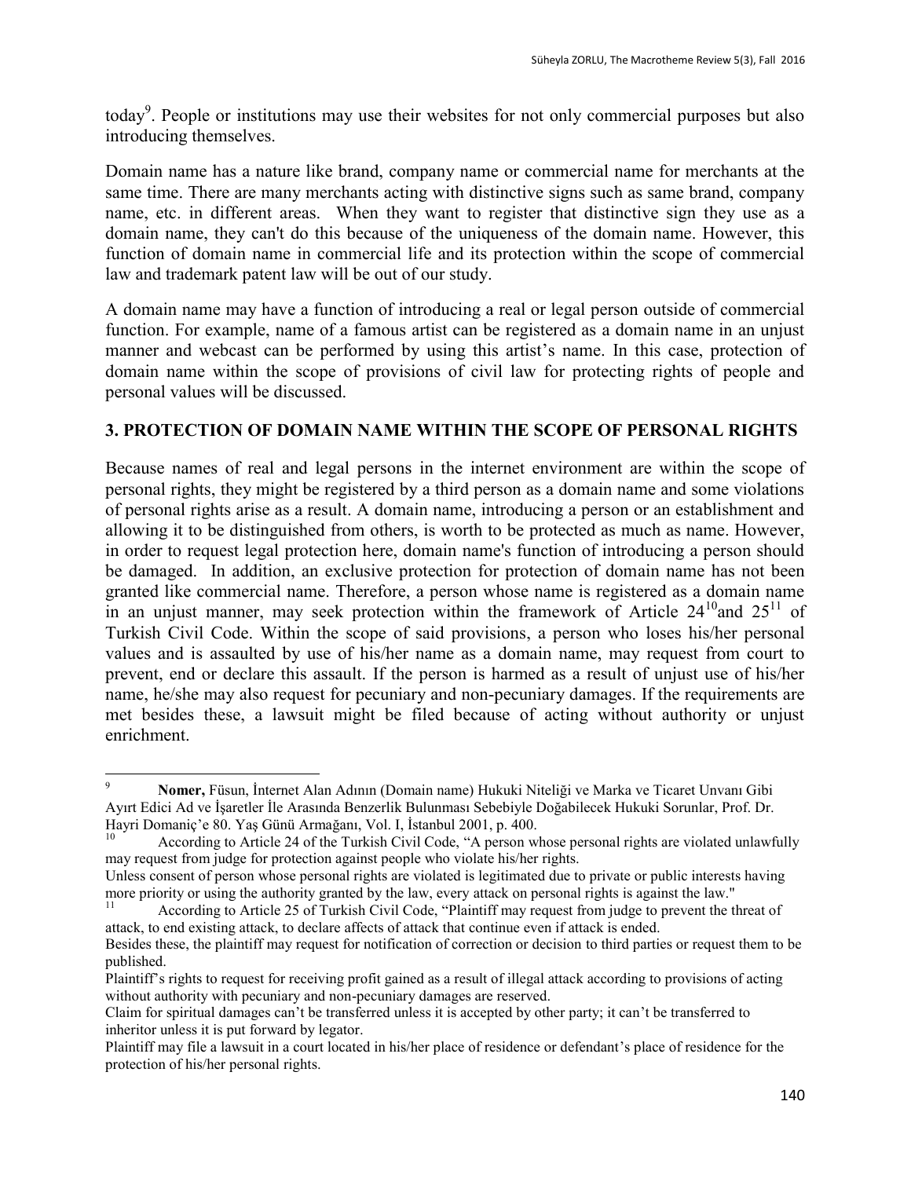today[9]. People or institutions may use their websites for not only commercial purposes but also introducing themselves.

Domain name has a nature like brand, company name or commercial name for merchants at the same time. There are many merchants acting with distinctive signs such as same brand, company name, etc. in different areas. When they want to register that distinctive sign they use as a domain name, they can't do this because of the uniqueness of the domain name. However, this function of domain name in commercial life and its protection within the scope of commercial law and trademark patent law will be out of our study.

A domain name may have a function of introducing a real or legal person outside of commercial function. For example, name of a famous artist can be registered as a domain name in an unjust manner and webcast can be performed by using this artist's name. In this case, protection of domain name within the scope of provisions of civil law for protecting rights of people and personal values will be discussed.

## 3. PROTECTION OF DOMAIN NAME WITHIN THE SCOPE OF PERSONAL RIGHTS

Because names of real and legal persons in the internet environment are within the scope of personal rights, they might be registered by a third person as a domain name and some violations of personal rights arise as a result. A domain name, introducing a person or an establishment and allowing it to be distinguished from others, is worth to be protected as much as name. However, in order to request legal protection here, domain name's function of introducing a person should be damaged. In addition, an exclusive protection for protection of domain name has not been granted like commercial name. Therefore, a person whose name is registered as a domain name in an unjust manner, may seek protection within the framework of Article 24[10] and 25[11] of Turkish Civil Code. Within the scope of said provisions, a person who loses his/her personal values and is assaulted by use of his/her name as a domain name, may request from court to prevent, end or declare this assault. If the person is harmed as a result of unjust use of his/her name, he/she may also request for pecuniary and non-pecuniary damages. If the requirements are met besides these, a lawsuit might be filed because of acting without authority or unjust enrichment.

---

[9] **Nomer,** Füsun, İnternet Alan Adının (Domain name) Hukuki Niteliği ve Marka ve Ticaret Unvanı Gibi Ayırt Edici Ad ve İşaretler İle Arasında Benzerlik Bulunması Sebebiyle Doğabilecek Hukuki Sorunlar, Prof. Dr. Hayri Domaniç'e 80. Yaş Günü Armağanı, Vol. I, İstanbul 2001, p. 400.

[10] According to Article 24 of the Turkish Civil Code, "A person whose personal rights are violated unlawfully may request from judge for protection against people who violate his/her rights.
Unless consent of person whose personal rights are violated is legitimated due to private or public interests having more priority or using the authority granted by the law, every attack on personal rights is against the law."

[11] According to Article 25 of Turkish Civil Code, "Plaintiff may request from judge to prevent the threat of attack, to end existing attack, to declare affects of attack that continue even if attack is ended.
Besides these, the plaintiff may request for notification of correction or decision to third parties or request them to be published.
Plaintiff's rights to request for receiving profit gained as a result of illegal attack according to provisions of acting without authority with pecuniary and non-pecuniary damages are reserved.
Claim for spiritual damages can't be transferred unless it is accepted by other party; it can't be transferred to inheritor unless it is put forward by legator.
Plaintiff may file a lawsuit in a court located in his/her place of residence or defendant's place of residence for the protection of his/her personal rights.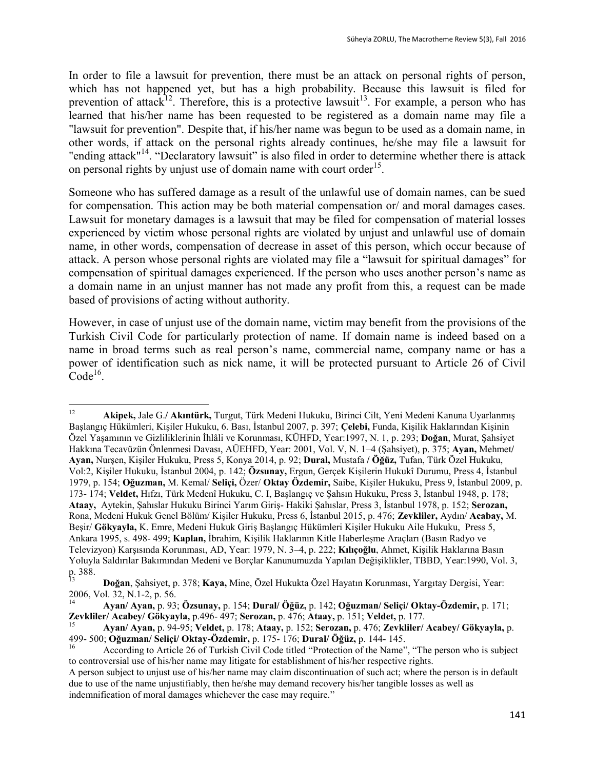In order to file a lawsuit for prevention, there must be an attack on personal rights of person, which has not happened yet, but has a high probability. Because this lawsuit is filed for prevention of attack[12]. Therefore, this is a protective lawsuit[13]. For example, a person who has learned that his/her name has been requested to be registered as a domain name may file a "lawsuit for prevention". Despite that, if his/her name was begun to be used as a domain name, in other words, if attack on the personal rights already continues, he/she may file a lawsuit for "ending attack"[14]. “Declaratory lawsuit” is also filed in order to determine whether there is attack on personal rights by unjust use of domain name with court order[15].

Someone who has suffered damage as a result of the unlawful use of domain names, can be sued for compensation. This action may be both material compensation or/ and moral damages cases. Lawsuit for monetary damages is a lawsuit that may be filed for compensation of material losses experienced by victim whose personal rights are violated by unjust and unlawful use of domain name, in other words, compensation of decrease in asset of this person, which occur because of attack. A person whose personal rights are violated may file a “lawsuit for spiritual damages” for compensation of spiritual damages experienced. If the person who uses another person’s name as a domain name in an unjust manner has not made any profit from this, a request can be made based of provisions of acting without authority.

However, in case of unjust use of the domain name, victim may benefit from the provisions of the Turkish Civil Code for particularly protection of name. If domain name is indeed based on a name in broad terms such as real person’s name, commercial name, company name or has a power of identification such as nick name, it will be protected pursuant to Article 26 of Civil Code[16].

---

[12] **Akipek,** Jale G./ **Akıntürk,** Turgut, Türk Medeni Hukuku, Birinci Cilt, Yeni Medeni Kanuna Uyarlanmış Başlangıç Hükümleri, Kişiler Hukuku, 6. Bası, İstanbul 2007, p. 397; **Çelebi,** Funda, Kişilik Haklarından Kişinin Özel Yaşamının ve Gizliliklerinin İhlâli ve Korunması, KÜHFD, Year:1997, N. 1, p. 293; **Doğan**, Murat, Şahsiyet Hakkına Tecavüzün Önlenmesi Davası, AÜEHFD, Year: 2001, Vol. V, N. 1–4 (Şahsiyet), p. 375; **Ayan,** Mehmet/ **Ayan,** Nurşen, Kişiler Hukuku, Press 5, Konya 2014, p. 92; **Dural,** Mustafa / **Öğüz,** Tufan, Türk Özel Hukuku, Vol:2, Kişiler Hukuku, İstanbul 2004, p. 142; **Özsunay,** Ergun, Gerçek Kişilerin Hukukî Durumu, Press 4, İstanbul 1979, p. 154; **Oğuzman,** M. Kemal/ **Seliçi,** Özer/ **Oktay Özdemir,** Saibe, Kişiler Hukuku, Press 9, İstanbul 2009, p. 173- 174; **Veldet,** Hıfzı, Türk Medenî Hukuku, C. I, Başlangıç ve Şahsın Hukuku, Press 3, İstanbul 1948, p. 178; **Ataay,** Aytekin, Şahıslar Hukuku Birinci Yarım Giriş- Hakiki Şahıslar, Press 3, İstanbul 1978, p. 152; **Serozan,** Rona, Medeni Hukuk Genel Bölüm/ Kişiler Hukuku, Press 6, İstanbul 2015, p. 476; **Zevkliler,** Aydın/ **Acabay,** M. Beşir/ **Gökyayla,** K. Emre, Medeni Hukuk Giriş Başlangıç Hükümleri Kişiler Hukuku Aile Hukuku, Press 5, Ankara 1995, s. 498- 499; **Kaplan,** İbrahim, Kişilik Haklarının Kitle Haberleşme Araçları (Basın Radyo ve Televizyon) Karşısında Korunması, AD, Year: 1979, N. 3–4, p. 222; **Kılıçoğlu**, Ahmet, Kişilik Haklarına Basın Yoluyla Saldırılar Bakımından Medeni ve Borçlar Kanunumuzda Yapılan Değişiklikler, TBBD, Year:1990, Vol. 3, p. 388.

[13] **Doğan**, Şahsiyet, p. 378; **Kaya,** Mine, Özel Hukukta Özel Hayatın Korunması, Yargıtay Dergisi, Year: 2006, Vol. 32, N.1-2, p. 56.

[14] **Ayan/ Ayan,** p. 93; **Özsunay,** p. 154; **Dural/ Öğüz,** p. 142; **Oğuzman/ Seliçi/ Oktay-Özdemir,** p. 171; **Zevkliler/ Acabey/ Gökyayla,** p.496- 497; **Serozan,** p. 476; **Ataay,** p. 151; **Veldet,** p. 177.

[15] **Ayan/ Ayan,** p. 94-95; **Veldet,** p. 178; **Ataay,** p. 152; **Serozan,** p. 476; **Zevkliler/ Acabey/ Gökyayla,** p. 499- 500; **Oğuzman/ Seliçi/ Oktay-Özdemir,** p. 175- 176; **Dural/ Öğüz,** p. 144- 145.

[16] According to Article 26 of Turkish Civil Code titled “Protection of the Name”, “The person who is subject to controversial use of his/her name may litigate for establishment of his/her respective rights.
A person subject to unjust use of his/her name may claim discontinuation of such act; where the person is in default due to use of the name unjustifiably, then he/she may demand recovery his/her tangible losses as well as indemnification of moral damages whichever the case may require.”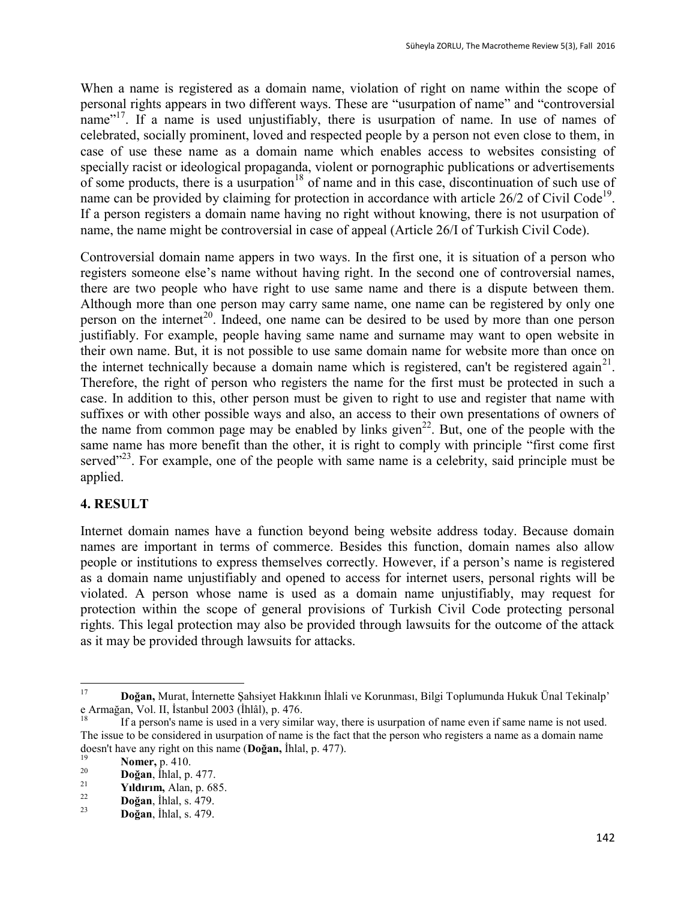When a name is registered as a domain name, violation of right on name within the scope of personal rights appears in two different ways. These are "usurpation of name" and "controversial name"[17]. If a name is used unjustifiably, there is usurpation of name. In use of names of celebrated, socially prominent, loved and respected people by a person not even close to them, in case of use these name as a domain name which enables access to websites consisting of specially racist or ideological propaganda, violent or pornographic publications or advertisements of some products, there is a usurpation[18] of name and in this case, discontinuation of such use of name can be provided by claiming for protection in accordance with article 26/2 of Civil Code[19]. If a person registers a domain name having no right without knowing, there is not usurpation of name, the name might be controversial in case of appeal (Article 26/I of Turkish Civil Code).

Controversial domain name appers in two ways. In the first one, it is situation of a person who registers someone else's name without having right. In the second one of controversial names, there are two people who have right to use same name and there is a dispute between them. Although more than one person may carry same name, one name can be registered by only one person on the internet[20]. Indeed, one name can be desired to be used by more than one person justifiably. For example, people having same name and surname may want to open website in their own name. But, it is not possible to use same domain name for website more than once on the internet technically because a domain name which is registered, can't be registered again[21]. Therefore, the right of person who registers the name for the first must be protected in such a case. In addition to this, other person must be given to right to use and register that name with suffixes or with other possible ways and also, an access to their own presentations of owners of the name from common page may be enabled by links given[22]. But, one of the people with the same name has more benefit than the other, it is right to comply with principle "first come first served"[23]. For example, one of the people with same name is a celebrity, said principle must be applied.

## 4. RESULT

Internet domain names have a function beyond being website address today. Because domain names are important in terms of commerce. Besides this function, domain names also allow people or institutions to express themselves correctly. However, if a person's name is registered as a domain name unjustifiably and opened to access for internet users, personal rights will be violated. A person whose name is used as a domain name unjustifiably, may request for protection within the scope of general provisions of Turkish Civil Code protecting personal rights. This legal protection may also be provided through lawsuits for the outcome of the attack as it may be provided through lawsuits for attacks.

---

[17] **Doğan,** Murat, İnternette Şahsiyet Hakkının İhlali ve Korunması, Bilgi Toplumunda Hukuk Ünal Tekinalp'e Armağan, Vol. II, İstanbul 2003 (İhlâl), p. 476.

[18] If a person's name is used in a very similar way, there is usurpation of name even if same name is not used. The issue to be considered in usurpation of name is the fact that the person who registers a name as a domain name doesn't have any right on this name (**Doğan,** İhlal, p. 477).

[19] **Nomer,** p. 410.

[20] **Doğan**, İhlal, p. 477.

[21] **Yıldırım,** Alan, p. 685.

[22] **Doğan**, İhlal, s. 479.

[23] **Doğan**, İhlal, s. 479.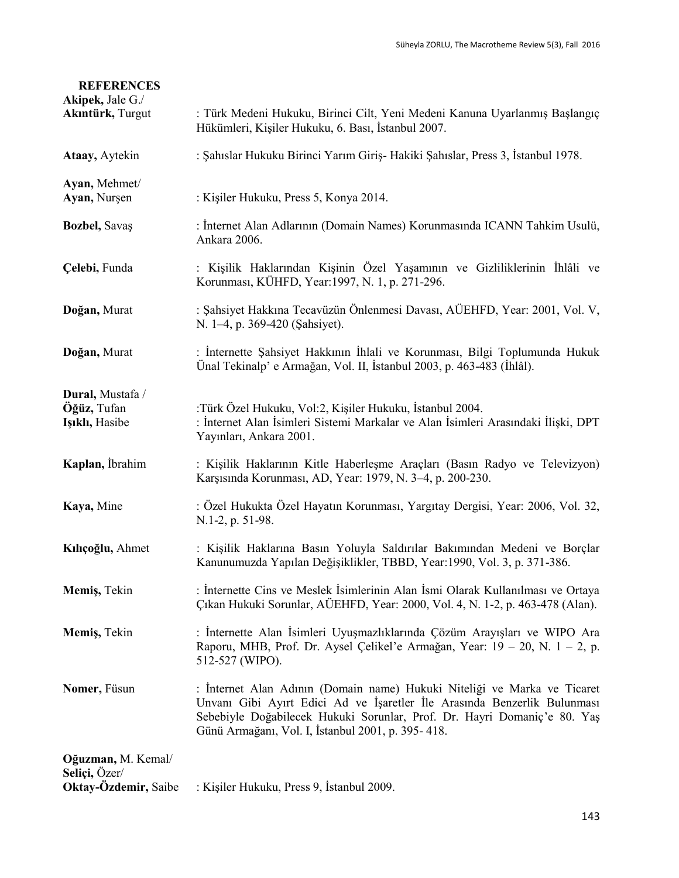## REFERENCES

**Akipek,** Jale G./
**Akıntürk,** Turgut : Türk Medeni Hukuku, Birinci Cilt, Yeni Medeni Kanuna Uyarlanmış Başlangıç Hükümleri, Kişiler Hukuku, 6. Bası, İstanbul 2007.

**Ataay,** Aytekin : Şahıslar Hukuku Birinci Yarım Giriş- Hakiki Şahıslar, Press 3, İstanbul 1978.

**Ayan,** Mehmet/
**Ayan,** Nurşen : Kişiler Hukuku, Press 5, Konya 2014.

**Bozbel,** Savaş : İnternet Alan Adlarının (Domain Names) Korunmasında ICANN Tahkim Usulü, Ankara 2006.

**Çelebi,** Funda : Kişilik Haklarından Kişinin Özel Yaşamının ve Gizliliklerinin İhlâli ve Korunması, KÜHFD, Year:1997, N. 1, p. 271-296.

**Doğan,** Murat : Şahsiyet Hakkına Tecavüzün Önlenmesi Davası, AÜEHFD, Year: 2001, Vol. V, N. 1–4, p. 369-420 (Şahsiyet).

**Doğan,** Murat : İnternette Şahsiyet Hakkının İhlali ve Korunması, Bilgi Toplumunda Hukuk Ünal Tekinalp' e Armağan, Vol. II, İstanbul 2003, p. 463-483 (İhlâl).

**Dural,** Mustafa /
**Öğüz,** Tufan :Türk Özel Hukuku, Vol:2, Kişiler Hukuku, İstanbul 2004.

**Işıklı,** Hasibe : İnternet Alan İsimleri Sistemi Markalar ve Alan İsimleri Arasındaki İlişki, DPT Yayınları, Ankara 2001.

**Kaplan,** İbrahim : Kişilik Haklarının Kitle Haberleşme Araçları (Basın Radyo ve Televizyon) Karşısında Korunması, AD, Year: 1979, N. 3–4, p. 200-230.

**Kaya,** Mine : Özel Hukukta Özel Hayatın Korunması, Yargıtay Dergisi, Year: 2006, Vol. 32, N.1-2, p. 51-98.

**Kılıçoğlu,** Ahmet : Kişilik Haklarına Basın Yoluyla Saldırılar Bakımından Medeni ve Borçlar Kanunumuzda Yapılan Değişiklikler, TBBD, Year:1990, Vol. 3, p. 371-386.

**Memiş,** Tekin : İnternette Cins ve Meslek İsimlerinin Alan İsmi Olarak Kullanılması ve Ortaya Çıkan Hukuki Sorunlar, AÜEHFD, Year: 2000, Vol. 4, N. 1-2, p. 463-478 (Alan).

**Memiş,** Tekin : İnternette Alan İsimleri Uyuşmazlıklarında Çözüm Arayışları ve WIPO Ara Raporu, MHB, Prof. Dr. Aysel Çelikel'e Armağan, Year: 19 – 20, N. 1 – 2, p. 512-527 (WIPO).

**Nomer,** Füsun : İnternet Alan Adının (Domain name) Hukuki Niteliği ve Marka ve Ticaret Unvanı Gibi Ayırt Edici Ad ve İşaretler İle Arasında Benzerlik Bulunması Sebebiyle Doğabilecek Hukuki Sorunlar, Prof. Dr. Hayri Domaniç'e 80. Yaş Günü Armağanı, Vol. I, İstanbul 2001, p. 395- 418.

**Oğuzman,** M. Kemal/
**Seliçi,** Özer/
**Oktay-Özdemir,** Saibe : Kişiler Hukuku, Press 9, İstanbul 2009.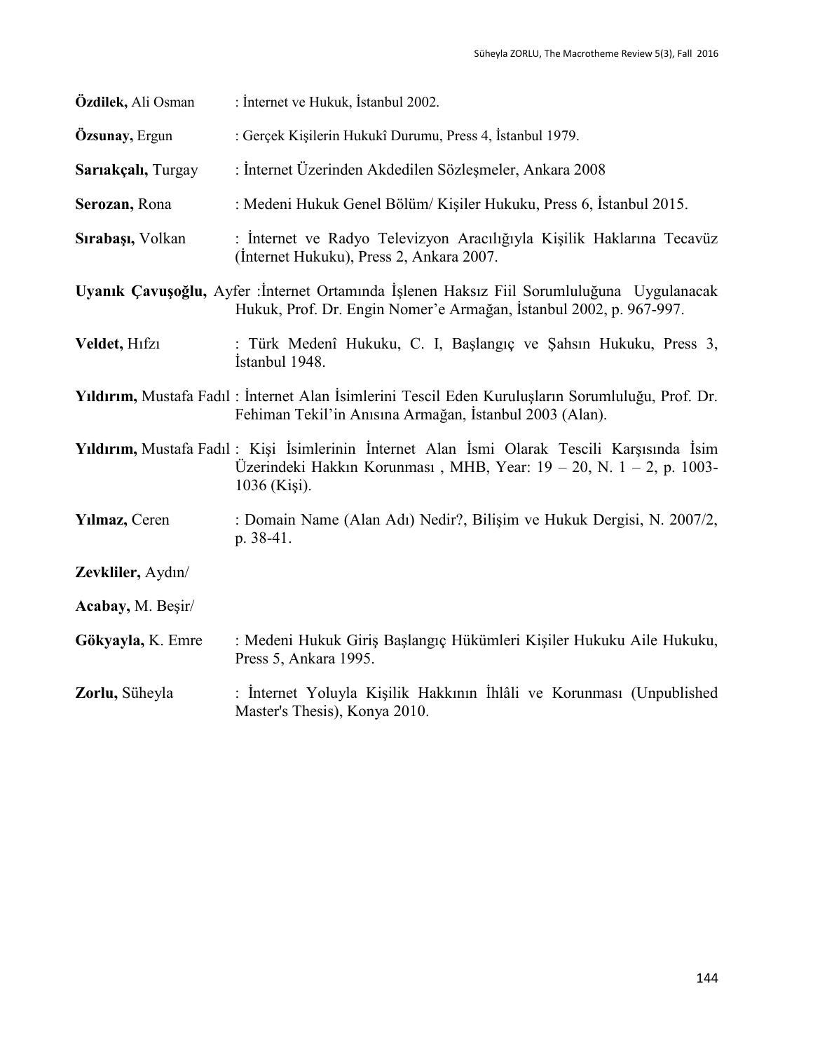**Özdilek,** Ali Osman : İnternet ve Hukuk, İstanbul 2002.

**Özsunay,** Ergun : Gerçek Kişilerin Hukukî Durumu, Press 4, İstanbul 1979.

**Sarıakçalı,** Turgay : İnternet Üzerinden Akdedilen Sözleşmeler, Ankara 2008

**Serozan,** Rona : Medeni Hukuk Genel Bölüm/ Kişiler Hukuku, Press 6, İstanbul 2015.

**Sırabaşı,** Volkan : İnternet ve Radyo Televizyon Aracılığıyla Kişilik Haklarına Tecavüz (İnternet Hukuku), Press 2, Ankara 2007.

**Uyanık Çavuşoğlu,** Ayfer :İnternet Ortamında İşlenen Haksız Fiil Sorumluluğuna Uygulanacak Hukuk, Prof. Dr. Engin Nomer'e Armağan, İstanbul 2002, p. 967-997.

**Veldet,** Hıfzı : Türk Medenî Hukuku, C. I, Başlangıç ve Şahsın Hukuku, Press 3, İstanbul 1948.

**Yıldırım,** Mustafa Fadıl : İnternet Alan İsimlerini Tescil Eden Kuruluşların Sorumluluğu, Prof. Dr. Fehiman Tekil'in Anısına Armağan, İstanbul 2003 (Alan).

**Yıldırım,** Mustafa Fadıl : Kişi İsimlerinin İnternet Alan İsmi Olarak Tescili Karşısında İsim Üzerindeki Hakkın Korunması , MHB, Year: 19 – 20, N. 1 – 2, p. 1003-1036 (Kişi).

**Yılmaz,** Ceren : Domain Name (Alan Adı) Nedir?, Bilişim ve Hukuk Dergisi, N. 2007/2, p. 38-41.

**Zevkliler,** Aydın/

**Acabay,** M. Beşir/

**Gökyayla,** K. Emre : Medeni Hukuk Giriş Başlangıç Hükümleri Kişiler Hukuku Aile Hukuku, Press 5, Ankara 1995.

**Zorlu,** Süheyla : İnternet Yoluyla Kişilik Hakkının İhlâli ve Korunması (Unpublished Master's Thesis), Konya 2010.